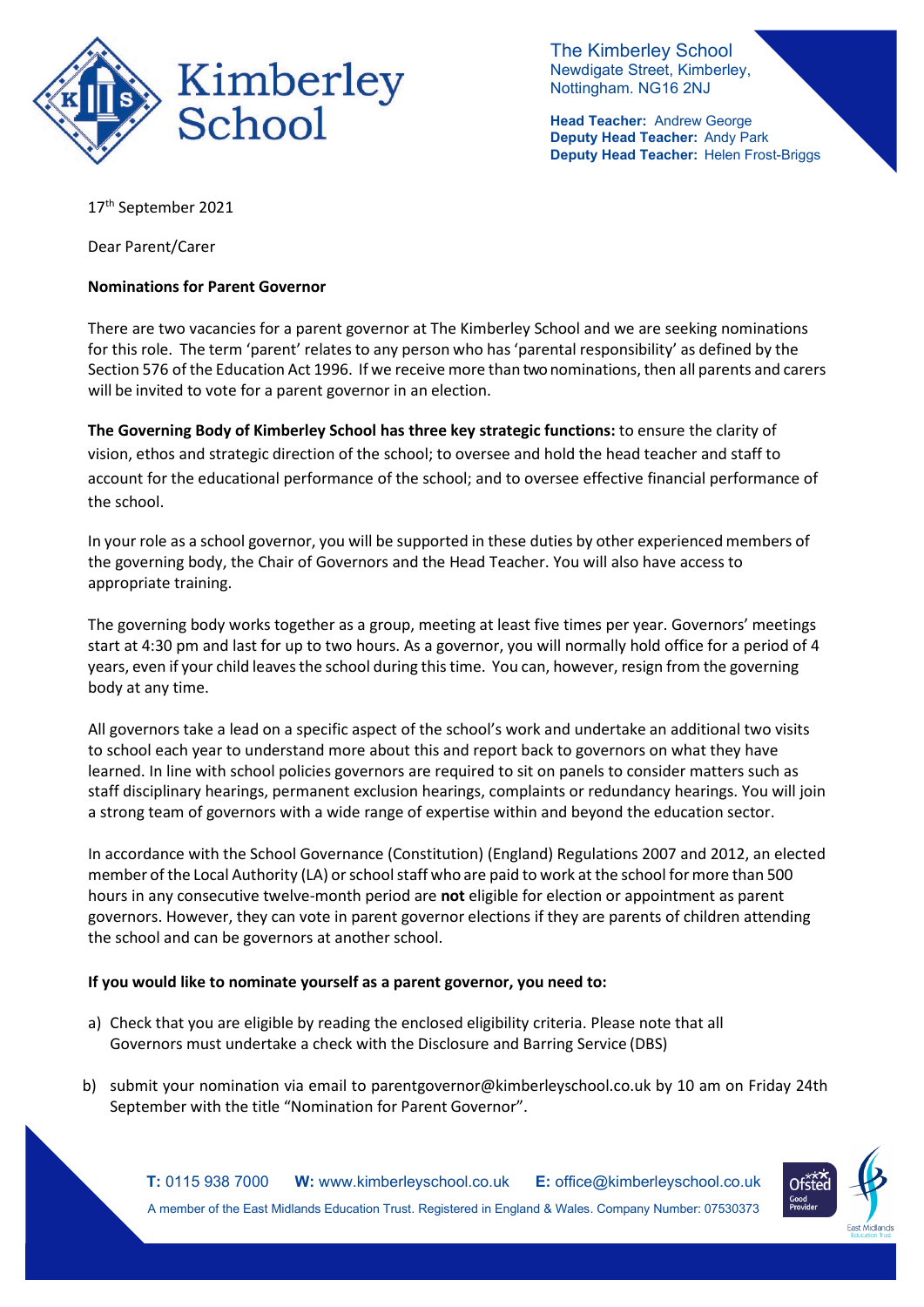The Kimberley School
Newdigate Street, Kimberley,
Nottingham. NG16 2NJ

**Head Teacher:** Andrew George
**Deputy Head Teacher:** Andy Park
**Deputy Head Teacher:** Helen Frost-Briggs

17th September 2021

Dear Parent/Carer

**Nominations for Parent Governor**

There are two vacancies for a parent governor at The Kimberley School and we are seeking nominations for this role. The term 'parent' relates to any person who has 'parental responsibility' as defined by the Section 576 of the Education Act 1996. If we receive more than two nominations, then all parents and carers will be invited to vote for a parent governor in an election.

**The Governing Body of Kimberley School has three key strategic functions:** to ensure the clarity of vision, ethos and strategic direction of the school; to oversee and hold the head teacher and staff to account for the educational performance of the school; and to oversee effective financial performance of the school.

In your role as a school governor, you will be supported in these duties by other experienced members of the governing body, the Chair of Governors and the Head Teacher. You will also have access to appropriate training.

The governing body works together as a group, meeting at least five times per year. Governors' meetings start at 4:30 pm and last for up to two hours. As a governor, you will normally hold office for a period of 4 years, even if your child leaves the school during this time. You can, however, resign from the governing body at any time.

All governors take a lead on a specific aspect of the school's work and undertake an additional two visits to school each year to understand more about this and report back to governors on what they have learned. In line with school policies governors are required to sit on panels to consider matters such as staff disciplinary hearings, permanent exclusion hearings, complaints or redundancy hearings. You will join a strong team of governors with a wide range of expertise within and beyond the education sector.

In accordance with the School Governance (Constitution) (England) Regulations 2007 and 2012, an elected member of the Local Authority (LA) or school staff who are paid to work at the school for more than 500 hours in any consecutive twelve-month period are **not** eligible for election or appointment as parent governors. However, they can vote in parent governor elections if they are parents of children attending the school and can be governors at another school.

**If you would like to nominate yourself as a parent governor, you need to:**

a) Check that you are eligible by reading the enclosed eligibility criteria. Please note that all Governors must undertake a check with the Disclosure and Barring Service (DBS)

b) submit your nomination via email to parentgovernor@kimberleyschool.co.uk by 10 am on Friday 24th September with the title "Nomination for Parent Governor".

**T:** 0115 938 7000 **W:** www.kimberleyschool.co.uk **E:** office@kimberleyschool.co.uk
A member of the East Midlands Education Trust. Registered in England & Wales. Company Number: 07530373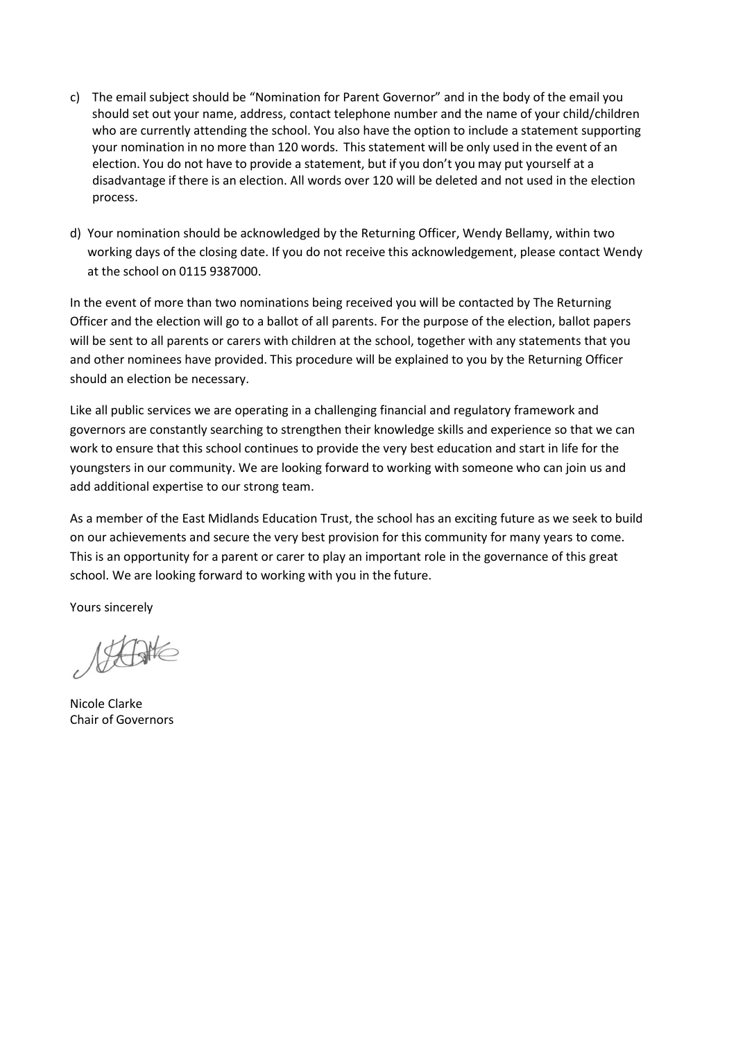c) The email subject should be "Nomination for Parent Governor" and in the body of the email you should set out your name, address, contact telephone number and the name of your child/children who are currently attending the school. You also have the option to include a statement supporting your nomination in no more than 120 words. This statement will be only used in the event of an election. You do not have to provide a statement, but if you don't you may put yourself at a disadvantage if there is an election. All words over 120 will be deleted and not used in the election process.

d) Your nomination should be acknowledged by the Returning Officer, Wendy Bellamy, within two working days of the closing date. If you do not receive this acknowledgement, please contact Wendy at the school on 0115 9387000.

In the event of more than two nominations being received you will be contacted by The Returning Officer and the election will go to a ballot of all parents. For the purpose of the election, ballot papers will be sent to all parents or carers with children at the school, together with any statements that you and other nominees have provided. This procedure will be explained to you by the Returning Officer should an election be necessary.

Like all public services we are operating in a challenging financial and regulatory framework and governors are constantly searching to strengthen their knowledge skills and experience so that we can work to ensure that this school continues to provide the very best education and start in life for the youngsters in our community. We are looking forward to working with someone who can join us and add additional expertise to our strong team.

As a member of the East Midlands Education Trust, the school has an exciting future as we seek to build on our achievements and secure the very best provision for this community for many years to come. This is an opportunity for a parent or carer to play an important role in the governance of this great school. We are looking forward to working with you in the future.

Yours sincerely

Nicole Clarke
Chair of Governors